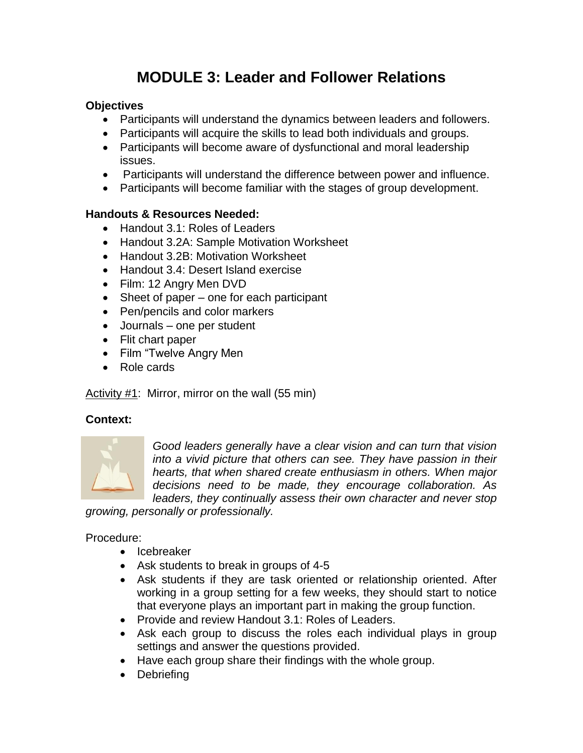# MODULE 3: Leader and Follower Relations

**Objectives**

- Participants will understand the dynamics between leaders and followers.
- Participants will acquire the skills to lead both individuals and groups.
- Participants will become aware of dysfunctional and moral leadership issues.
- Participants will understand the difference between power and influence.
- Participants will become familiar with the stages of group development.

**Handouts & Resources Needed:**

- Handout 3.1: Roles of Leaders
- Handout 3.2A: Sample Motivation Worksheet
- Handout 3.2B: Motivation Worksheet
- Handout 3.4: Desert Island exercise
- Film: 12 Angry Men DVD
- Sheet of paper – one for each participant
- Pen/pencils and color markers
- Journals – one per student
- Flit chart paper
- Film "Twelve Angry Men
- Role cards

Activity #1: Mirror, mirror on the wall (55 min)

**Context:**

*Good leaders generally have a clear vision and can turn that vision into a vivid picture that others can see. They have passion in their hearts, that when shared create enthusiasm in others. When major decisions need to be made, they encourage collaboration. As leaders, they continually assess their own character and never stop growing, personally or professionally.*

Procedure:

- Icebreaker
- Ask students to break in groups of 4-5
- Ask students if they are task oriented or relationship oriented. After working in a group setting for a few weeks, they should start to notice that everyone plays an important part in making the group function.
- Provide and review Handout 3.1: Roles of Leaders.
- Ask each group to discuss the roles each individual plays in group settings and answer the questions provided.
- Have each group share their findings with the whole group.
- Debriefing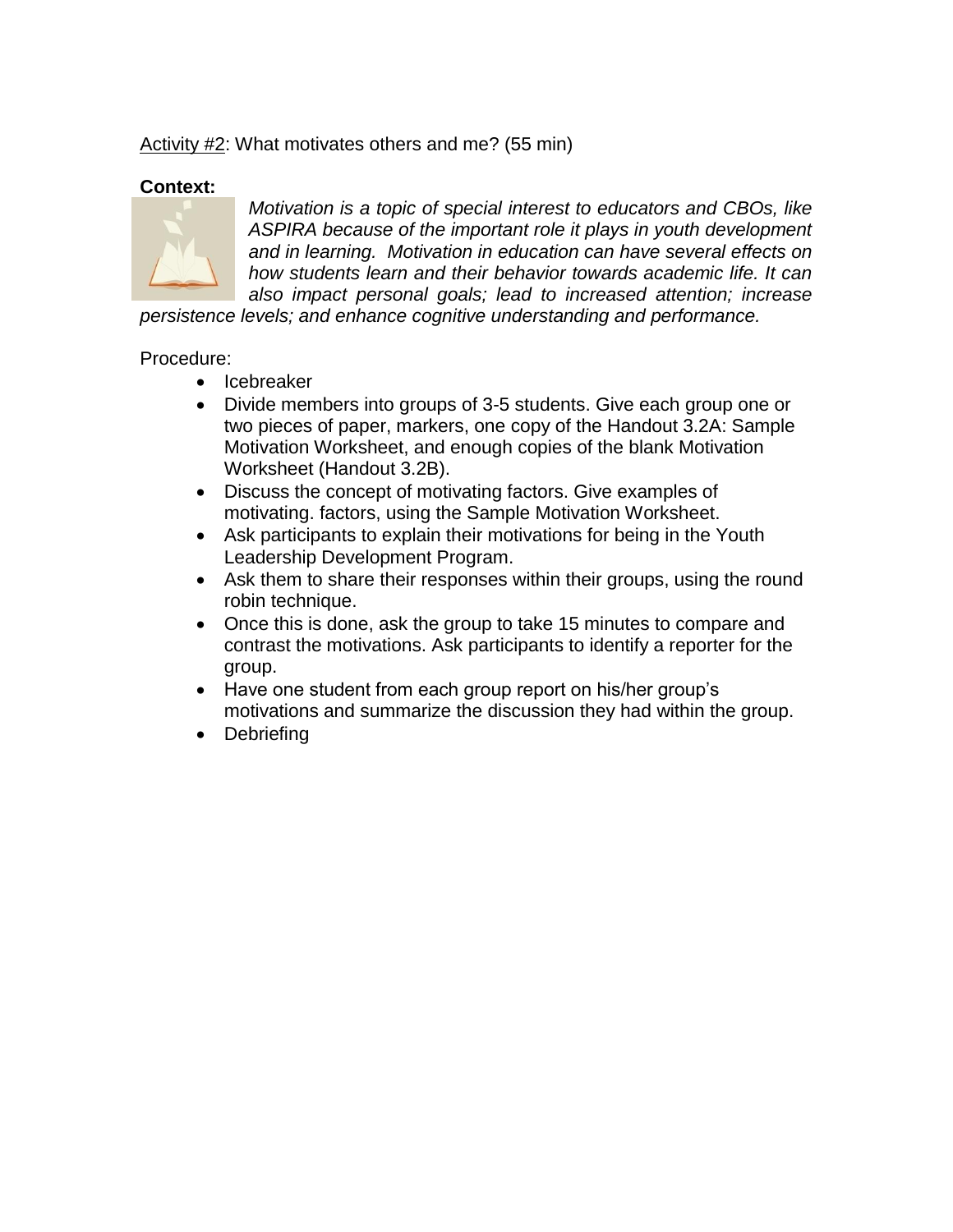Activity #2: What motivates others and me? (55 min)

**Context:**

*Motivation is a topic of special interest to educators and CBOs, like ASPIRA because of the important role it plays in youth development and in learning. Motivation in education can have several effects on how students learn and their behavior towards academic life. It can also impact personal goals; lead to increased attention; increase persistence levels; and enhance cognitive understanding and performance.*

Procedure:

- Icebreaker
- Divide members into groups of 3-5 students. Give each group one or two pieces of paper, markers, one copy of the Handout 3.2A: Sample Motivation Worksheet, and enough copies of the blank Motivation Worksheet (Handout 3.2B).
- Discuss the concept of motivating factors. Give examples of motivating. factors, using the Sample Motivation Worksheet.
- Ask participants to explain their motivations for being in the Youth Leadership Development Program.
- Ask them to share their responses within their groups, using the round robin technique.
- Once this is done, ask the group to take 15 minutes to compare and contrast the motivations. Ask participants to identify a reporter for the group.
- Have one student from each group report on his/her group's motivations and summarize the discussion they had within the group.
- Debriefing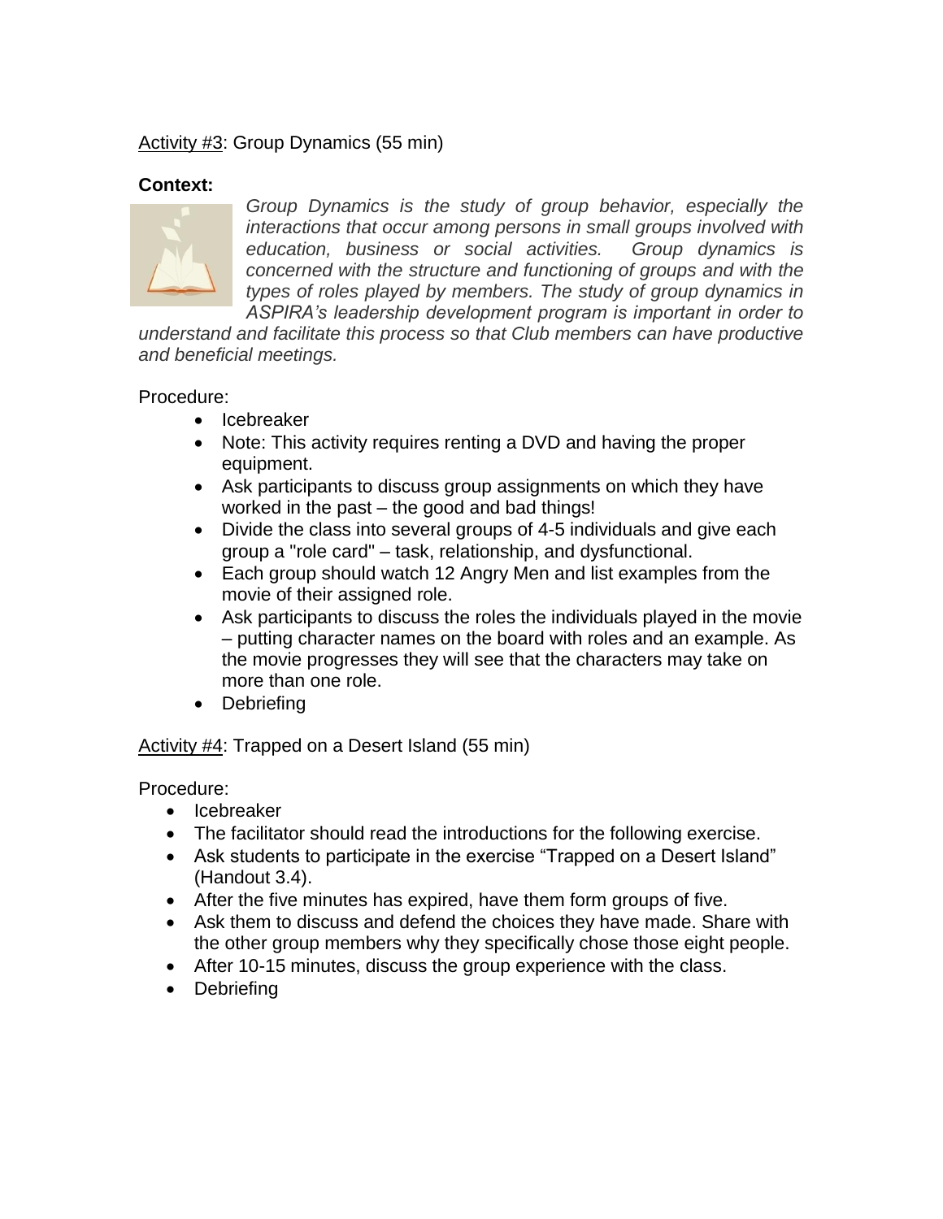Activity #3: Group Dynamics (55 min)

**Context:**

*Group Dynamics is the study of group behavior, especially the interactions that occur among persons in small groups involved with education, business or social activities. Group dynamics is concerned with the structure and functioning of groups and with the types of roles played by members. The study of group dynamics in ASPIRA's leadership development program is important in order to understand and facilitate this process so that Club members can have productive and beneficial meetings.*

Procedure:

- Icebreaker
- Note: This activity requires renting a DVD and having the proper equipment.
- Ask participants to discuss group assignments on which they have worked in the past – the good and bad things!
- Divide the class into several groups of 4-5 individuals and give each group a "role card" – task, relationship, and dysfunctional.
- Each group should watch 12 Angry Men and list examples from the movie of their assigned role.
- Ask participants to discuss the roles the individuals played in the movie – putting character names on the board with roles and an example. As the movie progresses they will see that the characters may take on more than one role.
- Debriefing

Activity #4: Trapped on a Desert Island (55 min)

Procedure:

- Icebreaker
- The facilitator should read the introductions for the following exercise.
- Ask students to participate in the exercise "Trapped on a Desert Island" (Handout 3.4).
- After the five minutes has expired, have them form groups of five.
- Ask them to discuss and defend the choices they have made. Share with the other group members why they specifically chose those eight people.
- After 10-15 minutes, discuss the group experience with the class.
- Debriefing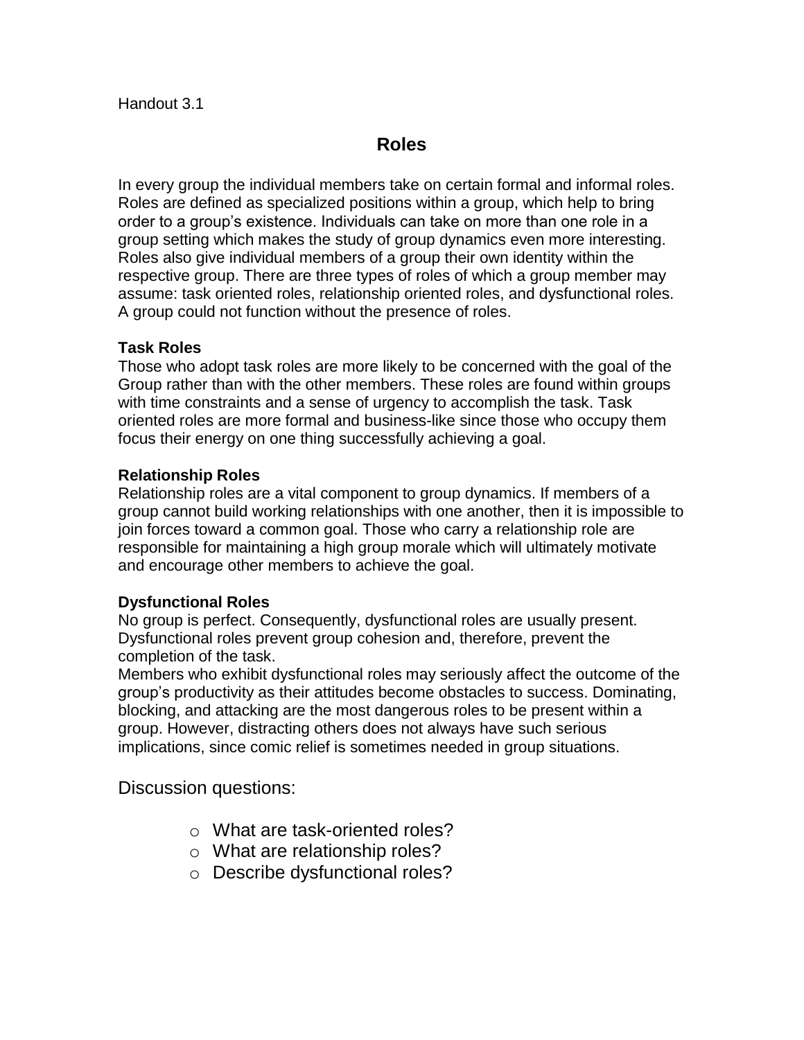Handout 3.1

## Roles

In every group the individual members take on certain formal and informal roles. Roles are defined as specialized positions within a group, which help to bring order to a group's existence. Individuals can take on more than one role in a group setting which makes the study of group dynamics even more interesting. Roles also give individual members of a group their own identity within the respective group. There are three types of roles of which a group member may assume: task oriented roles, relationship oriented roles, and dysfunctional roles. A group could not function without the presence of roles.

**Task Roles**
Those who adopt task roles are more likely to be concerned with the goal of the Group rather than with the other members. These roles are found within groups with time constraints and a sense of urgency to accomplish the task. Task oriented roles are more formal and business-like since those who occupy them focus their energy on one thing successfully achieving a goal.

**Relationship Roles**
Relationship roles are a vital component to group dynamics. If members of a group cannot build working relationships with one another, then it is impossible to join forces toward a common goal. Those who carry a relationship role are responsible for maintaining a high group morale which will ultimately motivate and encourage other members to achieve the goal.

**Dysfunctional Roles**
No group is perfect. Consequently, dysfunctional roles are usually present. Dysfunctional roles prevent group cohesion and, therefore, prevent the completion of the task.
Members who exhibit dysfunctional roles may seriously affect the outcome of the group's productivity as their attitudes become obstacles to success. Dominating, blocking, and attacking are the most dangerous roles to be present within a group. However, distracting others does not always have such serious implications, since comic relief is sometimes needed in group situations.

Discussion questions:

- What are task-oriented roles?
- What are relationship roles?
- Describe dysfunctional roles?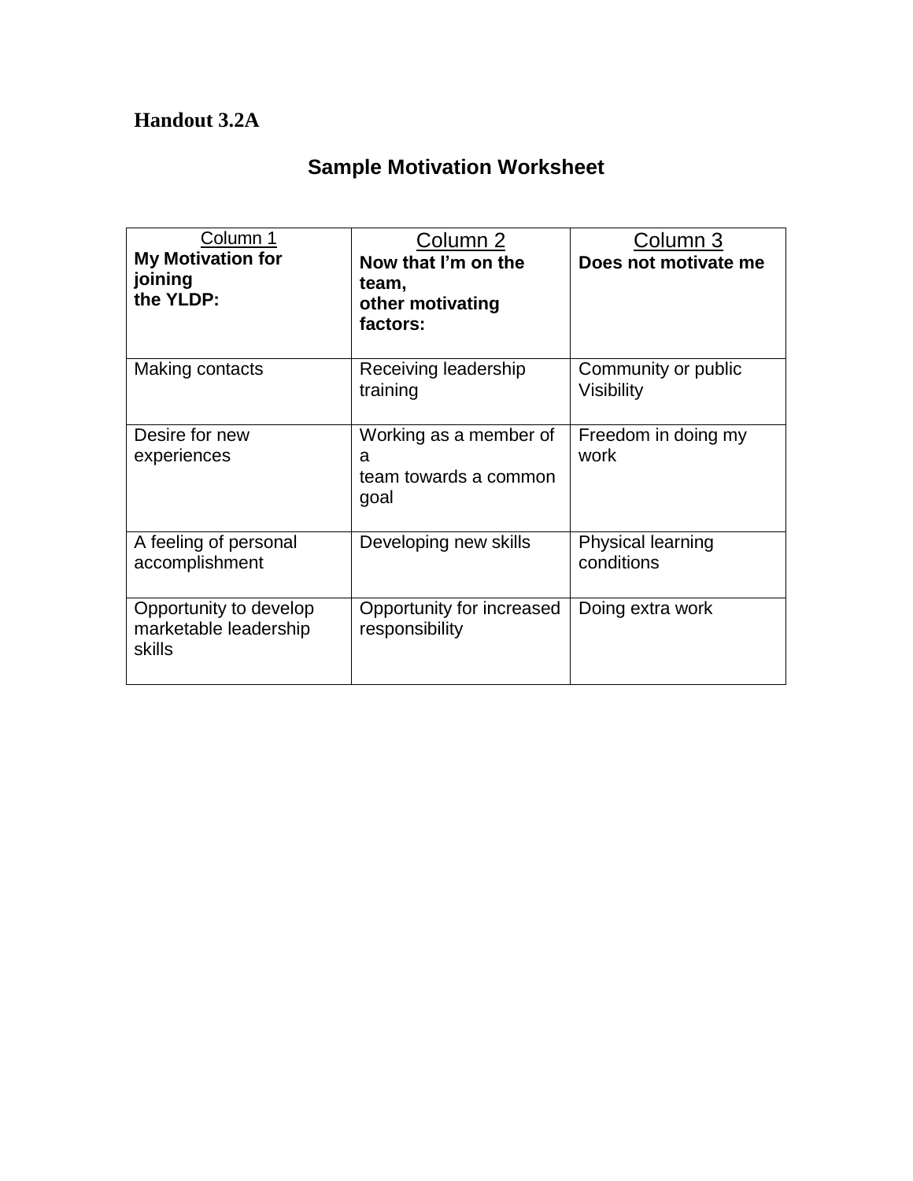**Handout 3.2A**

## Sample Motivation Worksheet

| Column 1<br>**My Motivation for joining the YLDP:** | Column 2<br>**Now that I'm on the team, other motivating factors:** | Column 3<br>**Does not motivate me** |
|---|---|---|
| Making contacts | Receiving leadership training | Community or public Visibility |
| Desire for new experiences | Working as a member of a team towards a common goal | Freedom in doing my work |
| A feeling of personal accomplishment | Developing new skills | Physical learning conditions |
| Opportunity to develop marketable leadership skills | Opportunity for increased responsibility | Doing extra work |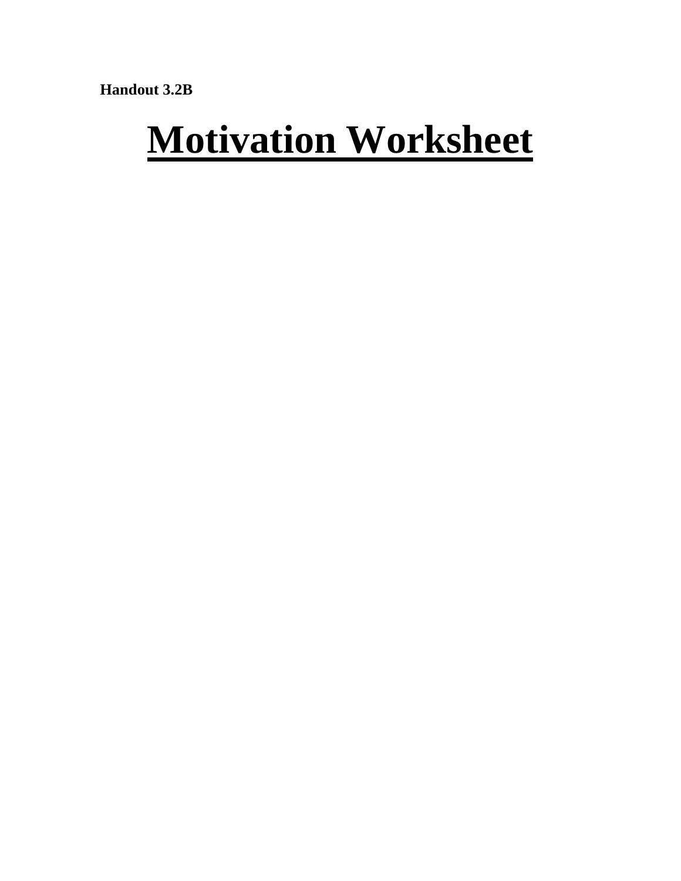**Handout 3.2B**

# Motivation Worksheet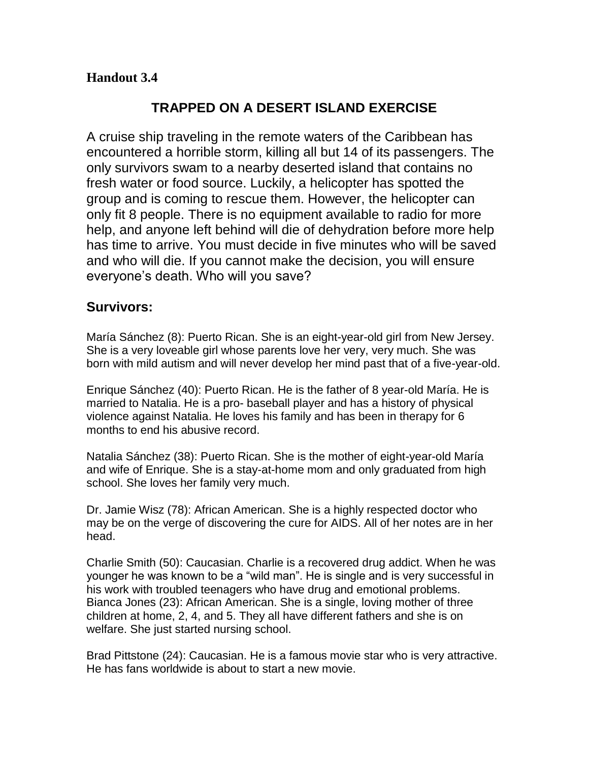**Handout 3.4**

## TRAPPED ON A DESERT ISLAND EXERCISE

A cruise ship traveling in the remote waters of the Caribbean has encountered a horrible storm, killing all but 14 of its passengers. The only survivors swam to a nearby deserted island that contains no fresh water or food source. Luckily, a helicopter has spotted the group and is coming to rescue them. However, the helicopter can only fit 8 people. There is no equipment available to radio for more help, and anyone left behind will die of dehydration before more help has time to arrive. You must decide in five minutes who will be saved and who will die. If you cannot make the decision, you will ensure everyone's death. Who will you save?

### Survivors:

María Sánchez (8): Puerto Rican. She is an eight-year-old girl from New Jersey. She is a very loveable girl whose parents love her very, very much. She was born with mild autism and will never develop her mind past that of a five-year-old.

Enrique Sánchez (40): Puerto Rican. He is the father of 8 year-old María. He is married to Natalia. He is a pro- baseball player and has a history of physical violence against Natalia. He loves his family and has been in therapy for 6 months to end his abusive record.

Natalia Sánchez (38): Puerto Rican. She is the mother of eight-year-old María and wife of Enrique. She is a stay-at-home mom and only graduated from high school. She loves her family very much.

Dr. Jamie Wisz (78): African American. She is a highly respected doctor who may be on the verge of discovering the cure for AIDS. All of her notes are in her head.

Charlie Smith (50): Caucasian. Charlie is a recovered drug addict. When he was younger he was known to be a "wild man". He is single and is very successful in his work with troubled teenagers who have drug and emotional problems.
Bianca Jones (23): African American. She is a single, loving mother of three children at home, 2, 4, and 5. They all have different fathers and she is on welfare. She just started nursing school.

Brad Pittstone (24): Caucasian. He is a famous movie star who is very attractive. He has fans worldwide is about to start a new movie.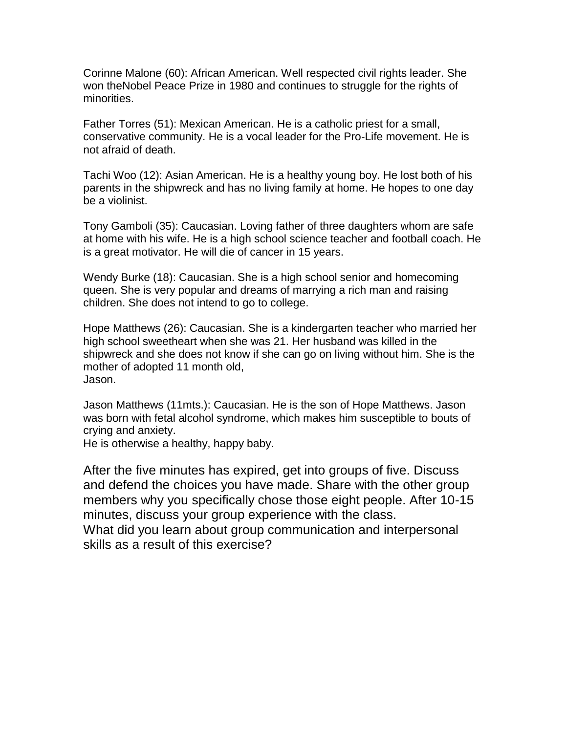Corinne Malone (60): African American. Well respected civil rights leader. She won theNobel Peace Prize in 1980 and continues to struggle for the rights of minorities.

Father Torres (51): Mexican American. He is a catholic priest for a small, conservative community. He is a vocal leader for the Pro-Life movement. He is not afraid of death.

Tachi Woo (12): Asian American. He is a healthy young boy. He lost both of his parents in the shipwreck and has no living family at home. He hopes to one day be a violinist.

Tony Gamboli (35): Caucasian. Loving father of three daughters whom are safe at home with his wife. He is a high school science teacher and football coach. He is a great motivator. He will die of cancer in 15 years.

Wendy Burke (18): Caucasian. She is a high school senior and homecoming queen. She is very popular and dreams of marrying a rich man and raising children. She does not intend to go to college.

Hope Matthews (26): Caucasian. She is a kindergarten teacher who married her high school sweetheart when she was 21. Her husband was killed in the shipwreck and she does not know if she can go on living without him. She is the mother of adopted 11 month old,
Jason.

Jason Matthews (11mts.): Caucasian. He is the son of Hope Matthews. Jason was born with fetal alcohol syndrome, which makes him susceptible to bouts of crying and anxiety.
He is otherwise a healthy, happy baby.

After the five minutes has expired, get into groups of five. Discuss and defend the choices you have made. Share with the other group members why you specifically chose those eight people. After 10-15 minutes, discuss your group experience with the class.
What did you learn about group communication and interpersonal skills as a result of this exercise?